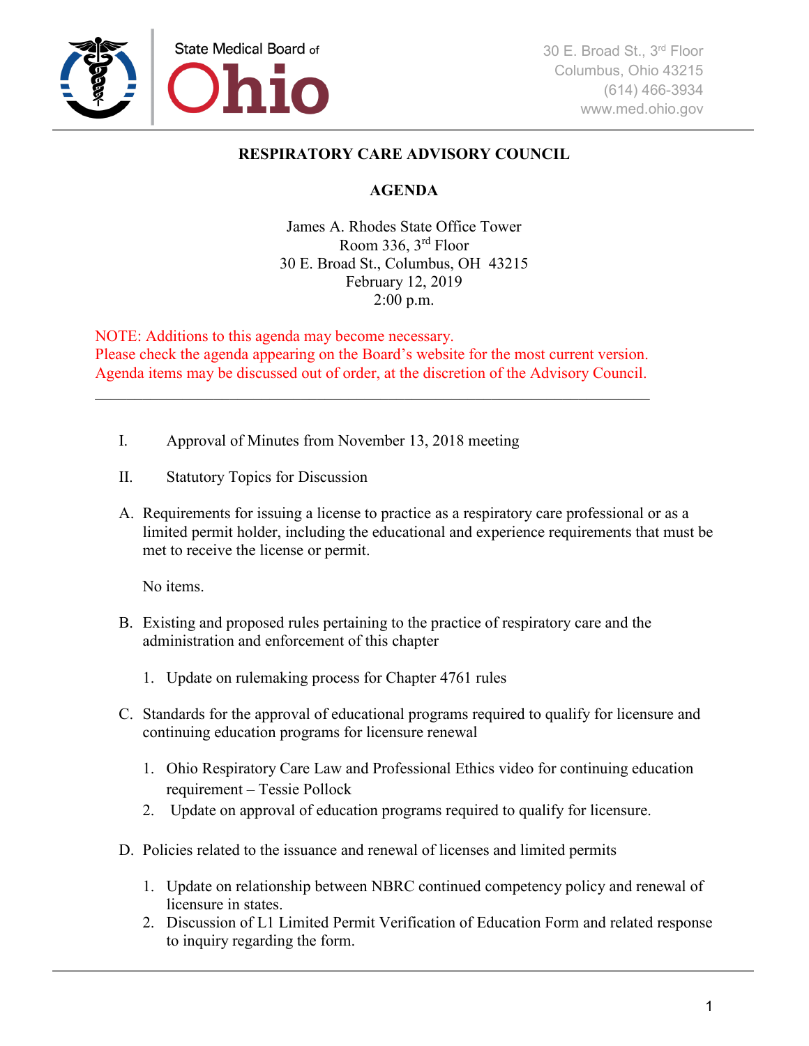State Medical Board of Ohio

30 E. Broad St., 3rd Floor
Columbus, Ohio 43215
(614) 466-3934
www.med.ohio.gov

# RESPIRATORY CARE ADVISORY COUNCIL

## AGENDA

James A. Rhodes State Office Tower
Room 336, 3rd Floor
30 E. Broad St., Columbus, OH 43215
February 12, 2019
2:00 p.m.

NOTE: Additions to this agenda may become necessary.
Please check the agenda appearing on the Board's website for the most current version.
Agenda items may be discussed out of order, at the discretion of the Advisory Council.

---

I. Approval of Minutes from November 13, 2018 meeting

II. Statutory Topics for Discussion

A. Requirements for issuing a license to practice as a respiratory care professional or as a limited permit holder, including the educational and experience requirements that must be met to receive the license or permit.

   No items.

B. Existing and proposed rules pertaining to the practice of respiratory care and the administration and enforcement of this chapter

   1. Update on rulemaking process for Chapter 4761 rules

C. Standards for the approval of educational programs required to qualify for licensure and continuing education programs for licensure renewal

   1. Ohio Respiratory Care Law and Professional Ethics video for continuing education requirement – Tessie Pollock
   2. Update on approval of education programs required to qualify for licensure.

D. Policies related to the issuance and renewal of licenses and limited permits

   1. Update on relationship between NBRC continued competency policy and renewal of licensure in states.
   2. Discussion of L1 Limited Permit Verification of Education Form and related response to inquiry regarding the form.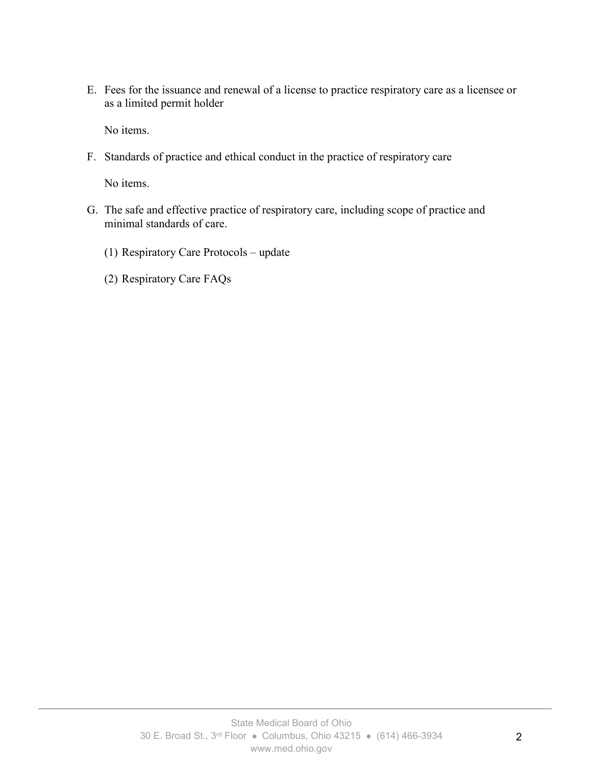E. Fees for the issuance and renewal of a license to practice respiratory care as a licensee or as a limited permit holder

   No items.

F. Standards of practice and ethical conduct in the practice of respiratory care

   No items.

G. The safe and effective practice of respiratory care, including scope of practice and minimal standards of care.

   (1) Respiratory Care Protocols – update

   (2) Respiratory Care FAQs